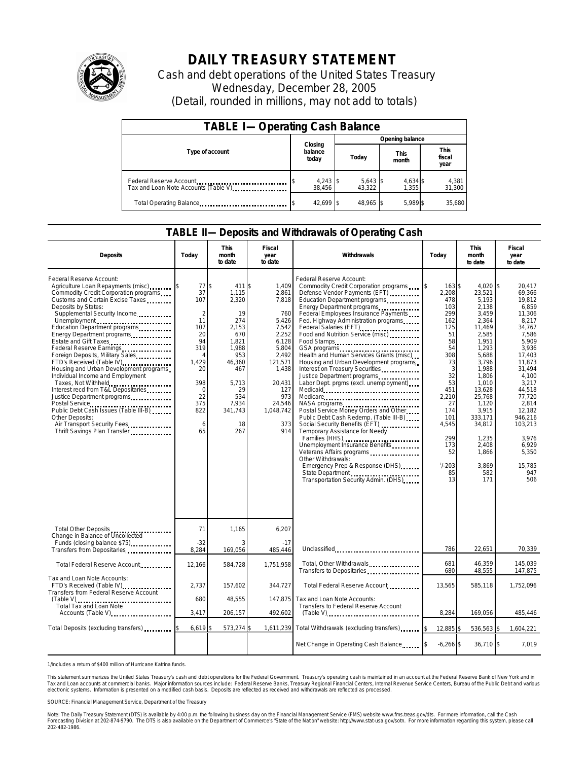# DAILY TREASURY STATEMENT

Cash and debt operations of the United States Treasury

Wednesday, December 28, 2005

(Detail, rounded in millions, may not add to totals)

## TABLE I— Operating Cash Balance

| Type of account | Closing balance today | Opening balance Today | Opening balance This month | Opening balance This fiscal year |
|---|---|---|---|---|
| Federal Reserve Account | $ 4,243 | $ 5,643 | $ 4,634 | $ 4,381 |
| Tax and Loan Note Accounts (Table V) | 38,456 | 43,322 | 1,355 | 31,300 |
| Total Operating Balance | $ 42,699 | $ 48,965 | $ 5,989 | $ 35,680 |

## TABLE II— Deposits and Withdrawals of Operating Cash

| Deposits | Today | This month to date | Fiscal year to date |
|---|---|---|---|
| Federal Reserve Account: | | | |
| Agriculture Loan Repayments (misc) | $ 77 | $ 411 | $ 1,409 |
| Commodity Credit Corporation programs | 37 | 1,115 | 2,861 |
| Customs and Certain Excise Taxes | 107 | 2,320 | 7,818 |
| Deposits by States: | | | |
| Supplemental Security Income | 2 | 19 | 760 |
| Unemployment | 11 | 274 | 5,426 |
| Education Department programs | 107 | 2,153 | 7,542 |
| Energy Department programs | 20 | 670 | 2,252 |
| Estate and Gift Taxes | 94 | 1,821 | 6,128 |
| Federal Reserve Earnings | 319 | 1,988 | 5,804 |
| Foreign Deposits, Military Sales | 4 | 953 | 2,492 |
| FTD's Received (Table IV) | 1,429 | 46,360 | 121,571 |
| Housing and Urban Development programs | 20 | 467 | 1,438 |
| Individual Income and Employment Taxes, Not Withheld | 398 | 5,713 | 20,431 |
| Interest recd from T&L Depositaries | 0 | 29 | 127 |
| Justice Department programs | 22 | 534 | 973 |
| Postal Service | 375 | 7,934 | 24,546 |
| Public Debt Cash Issues (Table III-B) | 822 | 341,743 | 1,048,742 |
| Other Deposits: | | | |
| Air Transport Security Fees | 6 | 18 | 373 |
| Thrift Savings Plan Transfer | 65 | 267 | 914 |
| Total Other Deposits | 71 | 1,165 | 6,207 |
| Change in Balance of Uncollected Funds (closing balance $75) | -32 | 3 | -17 |
| Transfers from Depositaries | 8,284 | 169,056 | 485,446 |
| Total Federal Reserve Account | 12,166 | 584,728 | 1,751,958 |
| Tax and Loan Note Accounts: | | | |
| FTD's Received (Table IV) | 2,737 | 157,602 | 344,727 |
| Transfers from Federal Reserve Account (Table V) | 680 | 48,555 | 147,875 |
| Total Tax and Loan Note Accounts (Table V) | 3,417 | 206,157 | 492,602 |
| Total Deposits (excluding transfers) | $ 6,619 | $ 573,274 | $ 1,611,239 |

| Withdrawals | Today | This month to date | Fiscal year to date |
|---|---|---|---|
| Federal Reserve Account: | | | |
| Commodity Credit Corporation programs | $ 163 | $ 4,020 | $ 20,417 |
| Defense Vendor Payments (EFT) | 2,208 | 23,521 | 69,366 |
| Education Department programs | 478 | 5,193 | 19,812 |
| Energy Department programs | 103 | 2,138 | 6,859 |
| Federal Employees Insurance Payments | 299 | 3,459 | 11,306 |
| Fed. Highway Administration programs | 162 | 2,364 | 8,217 |
| Federal Salaries (EFT) | 125 | 11,469 | 34,767 |
| Food and Nutrition Service (misc) | 51 | 2,585 | 7,586 |
| Food Stamps | 58 | 1,951 | 5,909 |
| GSA programs | 54 | 1,293 | 3,936 |
| Health and Human Services Grants (misc) | 308 | 5,688 | 17,403 |
| Housing and Urban Development programs | 73 | 3,796 | 11,873 |
| Interest on Treasury Securities | 3 | 1,988 | 31,494 |
| Justice Department programs | 32 | 1,806 | 4,100 |
| Labor Dept. prgms (excl. unemployment) | 53 | 1,010 | 3,217 |
| Medicaid | 451 | 13,628 | 44,518 |
| Medicare | 2,210 | 25,768 | 77,720 |
| NASA programs | 27 | 1,120 | 2,814 |
| Postal Service Money Orders and Other | 174 | 3,915 | 12,182 |
| Public Debt Cash Redemp. (Table III-B) | 101 | 333,171 | 946,216 |
| Social Security Benefits (EFT) | 4,545 | 34,812 | 103,213 |
| Temporary Assistance for Needy Families (HHS) | 299 | 1,235 | 3,976 |
| Unemployment Insurance Benefits | 173 | 2,408 | 6,929 |
| Veterans Affairs programs | 52 | 1,866 | 5,350 |
| Other Withdrawals: | | | |
| Emergency Prep & Response (DHS) | [1]/-203 | 3,869 | 15,785 |
| State Department | 85 | 582 | 947 |
| Transportation Security Admin. (DHS) | 13 | 171 | 506 |
| Unclassified | 786 | 22,651 | 70,339 |
| Total, Other Withdrawals | 681 | 46,359 | 145,039 |
| Transfers to Depositaries | 680 | 48,555 | 147,875 |
| Total Federal Reserve Account | 13,565 | 585,118 | 1,752,096 |
| Tax and Loan Note Accounts: | | | |
| Transfers to Federal Reserve Account (Table V) | 8,284 | 169,056 | 485,446 |
| Total Withdrawals (excluding transfers) | $ 12,885 | $ 536,563 | $ 1,604,221 |
| Net Change in Operating Cash Balance | $ -6,266 | $ 36,710 | $ 7,019 |

1/Includes a return of $400 million of Hurricane Katrina funds.

This statement summarizes the United States Treasury's cash and debt operations for the Federal Government. Treasury's operating cash is maintained in an account at the Federal Reserve Bank of New York and in Tax and Loan accounts at commercial banks. Major information sources include: Federal Reserve Banks, Treasury Regional Financial Centers, Internal Revenue Service Centers, Bureau of the Public Debt and various electronic systems. Information is presented on a modified cash basis. Deposits are reflected as received and withdrawals are reflected as processed.

SOURCE: Financial Management Service, Department of the Treasury

Note: The Daily Treasury Statement (DTS) is available by 4:00 p.m. the following business day on the Financial Management Service (FMS) website www.fms.treas.gov/dts. For more information, call the Cash Forecasting Division at 202-874-9790. The DTS is also available on the Department of Commerce's "State of the Nation" website: http://www.stat-usa.gov/sotn. For more information regarding this system, please call 202-482-1986.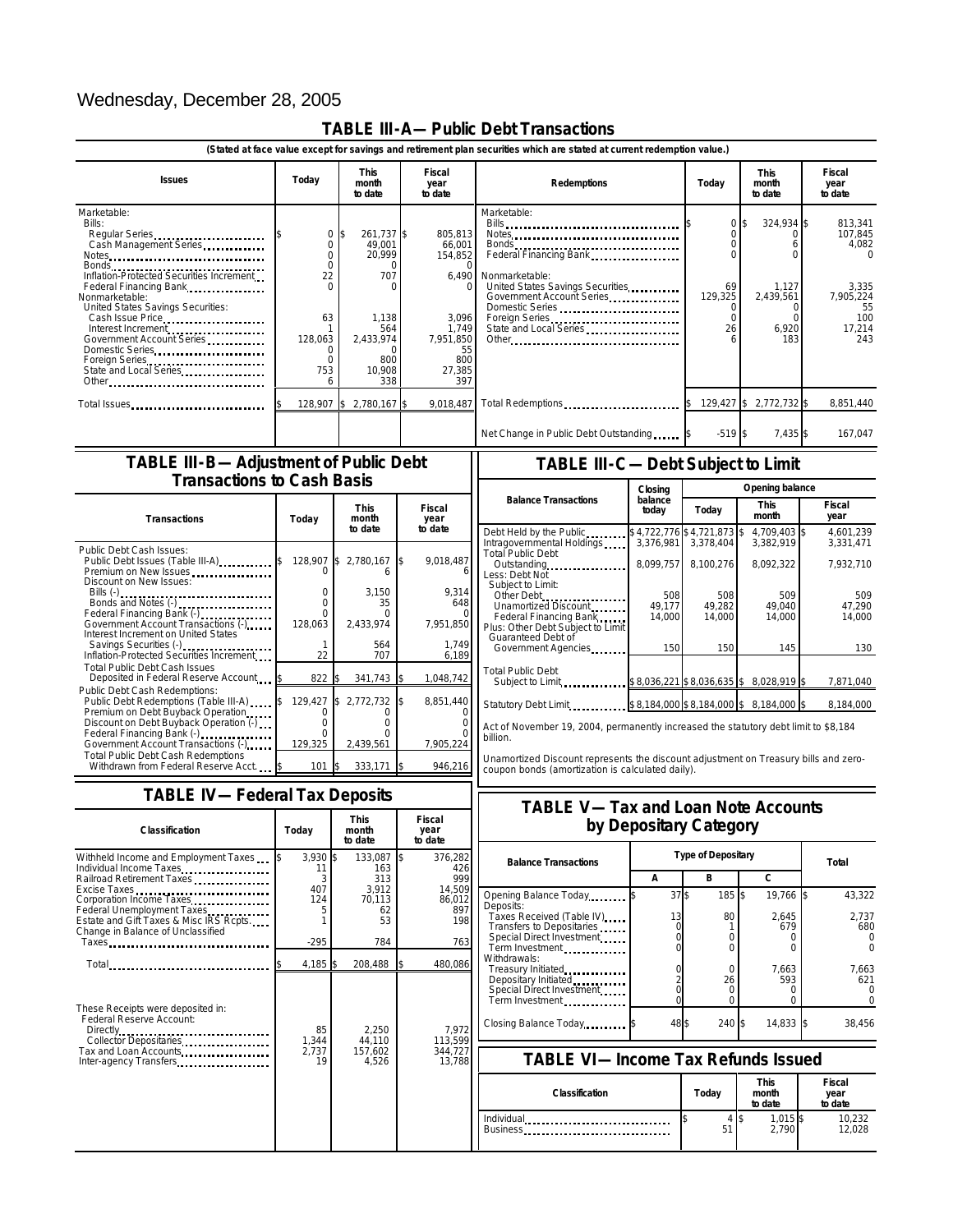Wednesday, December 28, 2005

## TABLE III-A— Public Debt Transactions

(Stated at face value except for savings and retirement plan securities which are stated at current redemption value.)

| Issues | Today | This month to date | Fiscal year to date | Redemptions | Today | This month to date | Fiscal year to date |
|---|---|---|---|---|---|---|---|
| Marketable: | | | | Marketable: | | | |
| Bills: | | | | Bills | $ 0 | $ 324,934 | $ 813,341 |
| Regular Series | $ 0 | $ 261,737 | $ 805,813 | Notes | 0 | 0 | 107,845 |
| Cash Management Series | 0 | 49,001 | 66,001 | Bonds | 0 | 6 | 4,082 |
| Notes | 0 | 20,999 | 154,852 | Federal Financing Bank | 0 | 0 | 0 |
| Bonds | 0 | 0 | 0 | | | | |
| Inflation-Protected Securities Increment | 22 | 707 | 6,490 | Nonmarketable: | | | |
| Federal Financing Bank | 0 | 0 | 0 | United States Savings Securities | 69 | 1,127 | 3,335 |
| Nonmarketable: | | | | Government Account Series | 129,325 | 2,439,561 | 7,905,224 |
| United States Savings Securities: | | | | Domestic Series | 0 | 0 | 55 |
| Cash Issue Price | 63 | 1,138 | 3,096 | Foreign Series | 0 | 0 | 100 |
| Interest Increment | 1 | 564 | 1,749 | State and Local Series | 26 | 6,920 | 17,214 |
| Government Account Series | 128,063 | 2,433,974 | 7,951,850 | Other | 6 | 183 | 243 |
| Domestic Series | 0 | 0 | 55 | | | | |
| Foreign Series | 0 | 800 | 800 | | | | |
| State and Local Series | 753 | 10,908 | 27,385 | | | | |
| Other | 6 | 338 | 397 | | | | |
| Total Issues | $ 128,907 | $ 2,780,167 | $ 9,018,487 | Total Redemptions | $ 129,427 | $ 2,772,732 | $ 8,851,440 |
| | | | | Net Change in Public Debt Outstanding | $ -519 | $ 7,435 | $ 167,047 |

## TABLE III-B— Adjustment of Public Debt Transactions to Cash Basis

| Transactions | Today | This month to date | Fiscal year to date |
|---|---|---|---|
| Public Debt Cash Issues: | | | |
| Public Debt Issues (Table III-A) | $ 128,907 | $ 2,780,167 | $ 9,018,487 |
| Premium on New Issues | 0 | 6 | 6 |
| Discount on New Issues: | | | |
| Bills (-) | 0 | 3,150 | 9,314 |
| Bonds and Notes (-) | 0 | 35 | 648 |
| Federal Financing Bank (-) | 0 | 0 | 0 |
| Government Account Transactions (-) | 128,063 | 2,433,974 | 7,951,850 |
| Interest Increment on United States Savings Securities (-) | 1 | 564 | 1,749 |
| Inflation-Protected Securities Increment | 22 | 707 | 6,189 |
| Total Public Debt Cash Issues Deposited in Federal Reserve Account | $ 822 | $ 341,743 | $ 1,048,742 |
| Public Debt Cash Redemptions: | | | |
| Public Debt Redemptions (Table III-A) | $ 129,427 | $ 2,772,732 | $ 8,851,440 |
| Premium on Debt Buyback Operation | 0 | 0 | 0 |
| Discount on Debt Buyback Operation (-) | 0 | 0 | 0 |
| Federal Financing Bank (-) | 0 | 0 | 0 |
| Government Account Transactions (-) | 129,325 | 2,439,561 | 7,905,224 |
| Total Public Debt Cash Redemptions Withdrawn from Federal Reserve Acct. | $ 101 | $ 333,171 | $ 946,216 |

## TABLE III-C — Debt Subject to Limit

| Balance Transactions | Closing balance today | Opening balance Today | This month | Fiscal year |
|---|---|---|---|---|
| Debt Held by the Public | $ 4,722,776 | $ 4,721,873 | $ 4,709,403 | $ 4,601,239 |
| Intragovernmental Holdings | 3,376,981 | 3,378,404 | 3,382,919 | 3,331,471 |
| Total Public Debt Outstanding | 8,099,757 | 8,100,276 | 8,092,322 | 7,932,710 |
| Less: Debt Not Subject to Limit: | | | | |
| Other Debt | 508 | 508 | 509 | 509 |
| Unamortized Discount | 49,177 | 49,282 | 49,040 | 47,290 |
| Federal Financing Bank | 14,000 | 14,000 | 14,000 | 14,000 |
| Plus: Other Debt Subject to Limit Guaranteed Debt of Government Agencies | 150 | 150 | 145 | 130 |
| Total Public Debt Subject to Limit | $ 8,036,221 | $ 8,036,635 | $ 8,028,919 | $ 7,871,040 |
| Statutory Debt Limit | $ 8,184,000 | $ 8,184,000 | $ 8,184,000 | $ 8,184,000 |

Act of November 19, 2004, permanently increased the statutory debt limit to $8,184 billion.

Unamortized Discount represents the discount adjustment on Treasury bills and zero-coupon bonds (amortization is calculated daily).

## TABLE IV— Federal Tax Deposits

| Classification | Today | This month to date | Fiscal year to date |
|---|---|---|---|
| Withheld Income and Employment Taxes | $ 3,930 | $ 133,087 | $ 376,282 |
| Individual Income Taxes | 11 | 163 | 426 |
| Railroad Retirement Taxes | 3 | 313 | 999 |
| Excise Taxes | 407 | 3,912 | 14,509 |
| Corporation Income Taxes | 124 | 70,113 | 86,012 |
| Federal Unemployment Taxes | 5 | 62 | 897 |
| Estate and Gift Taxes & Misc IRS Rcpts. | 1 | 53 | 198 |
| Change in Balance of Unclassified Taxes | -295 | 784 | 763 |
| Total | $ 4,185 | $ 208,488 | $ 480,086 |
| These Receipts were deposited in: | | | |
| Federal Reserve Account: | | | |
| Directly | 85 | 2,250 | 7,972 |
| Collector Depositaries | 1,344 | 44,110 | 113,599 |
| Tax and Loan Accounts | 2,737 | 157,602 | 344,727 |
| Inter-agency Transfers | 19 | 4,526 | 13,788 |

## TABLE V— Tax and Loan Note Accounts by Depositary Category

| Balance Transactions | Type of Depositary A | B | C | Total |
|---|---|---|---|---|
| Opening Balance Today | $ 37 | $ 185 | $ 19,766 | $ 43,322 |
| Deposits: | | | | |
| Taxes Received (Table IV) | 13 | 80 | 2,645 | 2,737 |
| Transfers to Depositaries | 0 | 1 | 679 | 680 |
| Special Direct Investment | 0 | 0 | 0 | 0 |
| Term Investment | 0 | 0 | 0 | 0 |
| Withdrawals: | | | | |
| Treasury Initiated | 0 | 0 | 7,663 | 7,663 |
| Depositary Initiated | 2 | 26 | 593 | 621 |
| Special Direct Investment | 0 | 0 | 0 | 0 |
| Term Investment | 0 | 0 | 0 | 0 |
| Closing Balance Today | $ 48 | $ 240 | $ 14,833 | $ 38,456 |

## TABLE VI— Income Tax Refunds Issued

| Classification | Today | This month to date | Fiscal year to date |
|---|---|---|---|
| Individual | $ 4 | $ 1,015 | $ 10,232 |
| Business | 51 | 2,790 | 12,028 |